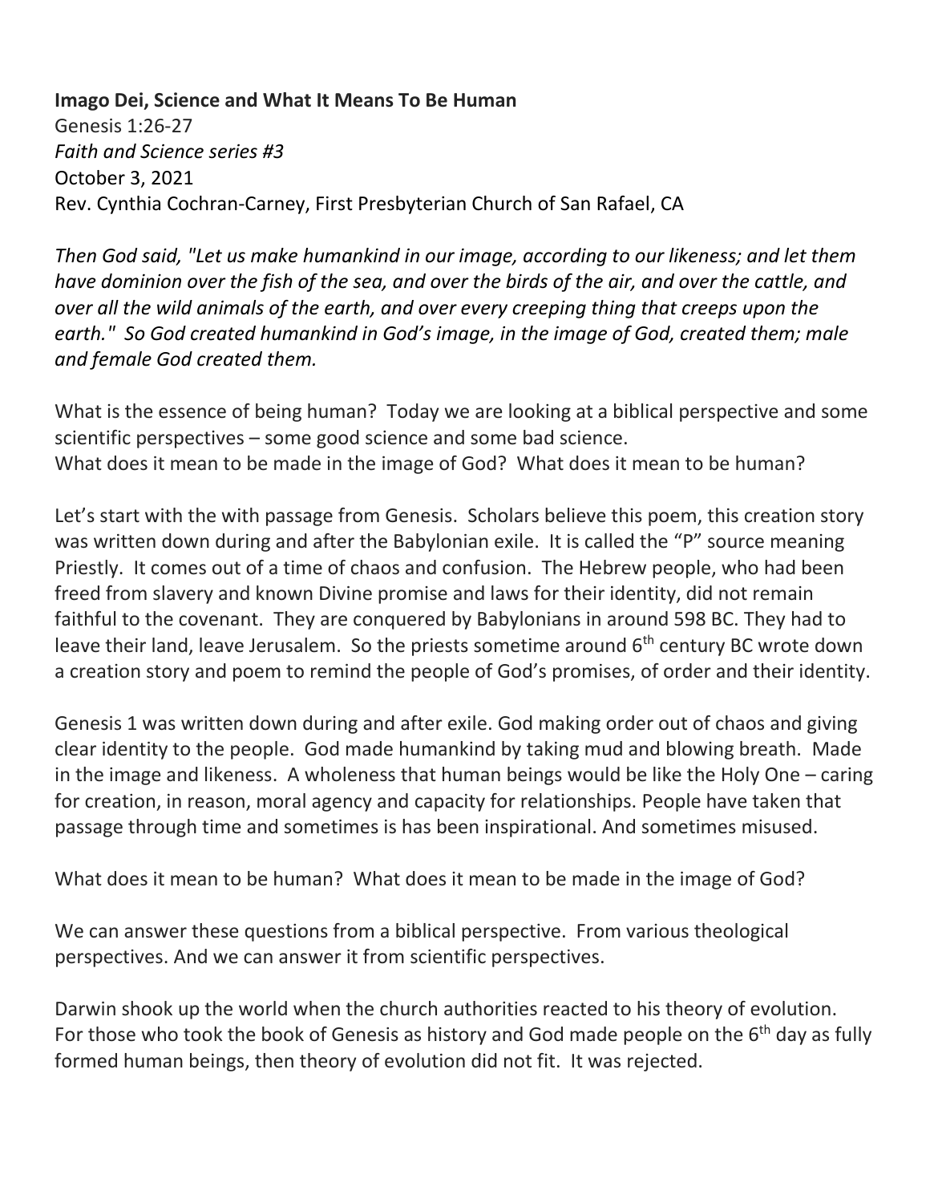**Imago Dei, Science and What It Means To Be Human**
Genesis 1:26-27
*Faith and Science series #3*
October 3, 2021
Rev. Cynthia Cochran-Carney, First Presbyterian Church of San Rafael, CA

*Then God said, "Let us make humankind in our image, according to our likeness; and let them have dominion over the fish of the sea, and over the birds of the air, and over the cattle, and over all the wild animals of the earth, and over every creeping thing that creeps upon the earth." So God created humankind in God's image, in the image of God, created them; male and female God created them.*

What is the essence of being human? Today we are looking at a biblical perspective and some scientific perspectives – some good science and some bad science.
What does it mean to be made in the image of God? What does it mean to be human?

Let's start with the with passage from Genesis. Scholars believe this poem, this creation story was written down during and after the Babylonian exile. It is called the "P" source meaning Priestly. It comes out of a time of chaos and confusion. The Hebrew people, who had been freed from slavery and known Divine promise and laws for their identity, did not remain faithful to the covenant. They are conquered by Babylonians in around 598 BC. They had to leave their land, leave Jerusalem. So the priests sometime around 6th century BC wrote down a creation story and poem to remind the people of God's promises, of order and their identity.

Genesis 1 was written down during and after exile. God making order out of chaos and giving clear identity to the people. God made humankind by taking mud and blowing breath. Made in the image and likeness. A wholeness that human beings would be like the Holy One – caring for creation, in reason, moral agency and capacity for relationships. People have taken that passage through time and sometimes is has been inspirational. And sometimes misused.

What does it mean to be human? What does it mean to be made in the image of God?

We can answer these questions from a biblical perspective. From various theological perspectives. And we can answer it from scientific perspectives.

Darwin shook up the world when the church authorities reacted to his theory of evolution. For those who took the book of Genesis as history and God made people on the 6th day as fully formed human beings, then theory of evolution did not fit. It was rejected.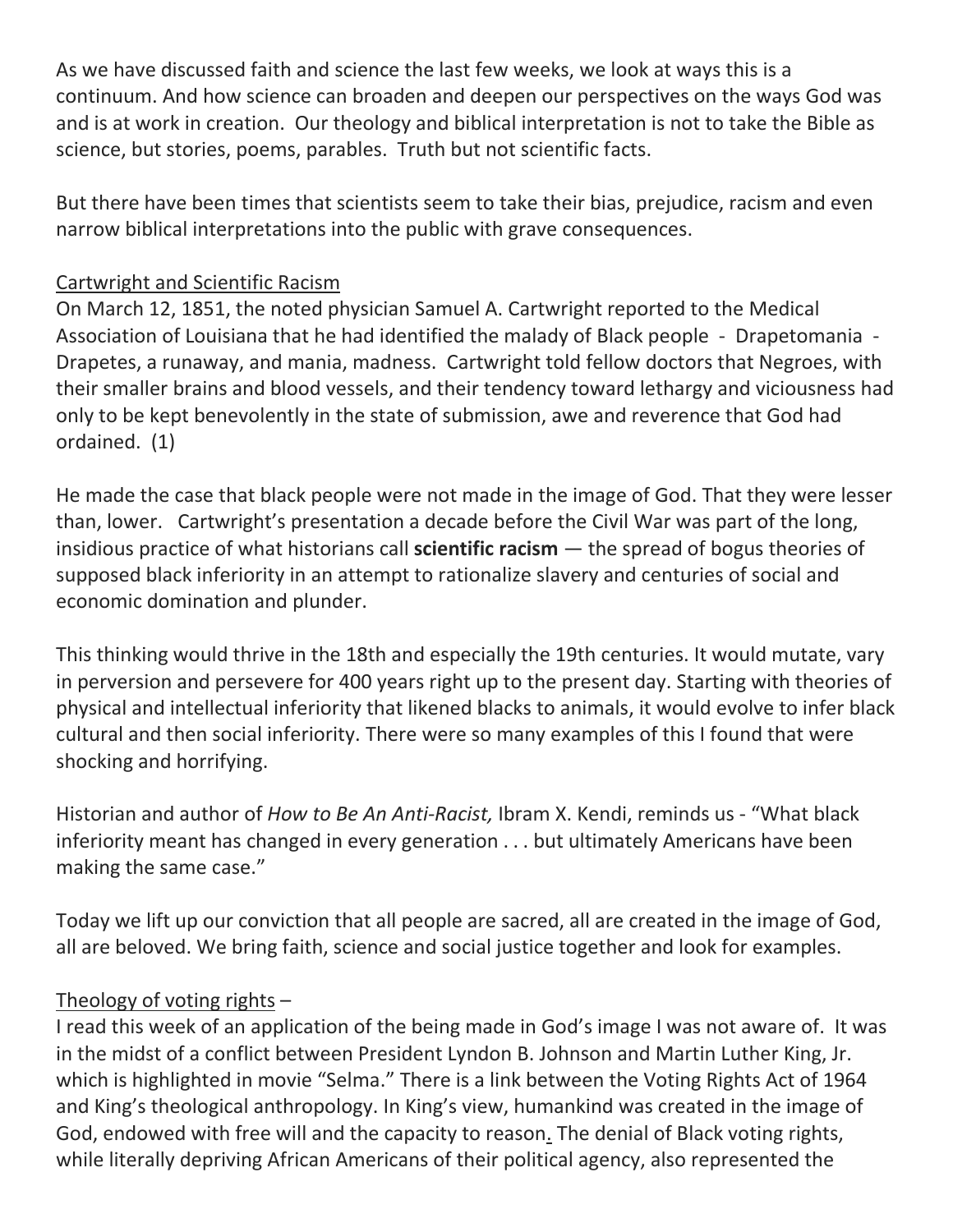As we have discussed faith and science the last few weeks, we look at ways this is a continuum. And how science can broaden and deepen our perspectives on the ways God was and is at work in creation. Our theology and biblical interpretation is not to take the Bible as science, but stories, poems, parables. Truth but not scientific facts.

But there have been times that scientists seem to take their bias, prejudice, racism and even narrow biblical interpretations into the public with grave consequences.

<u>Cartwright and Scientific Racism</u>

On March 12, 1851, the noted physician Samuel A. Cartwright reported to the Medical Association of Louisiana that he had identified the malady of Black people - Drapetomania - Drapetes, a runaway, and mania, madness. Cartwright told fellow doctors that Negroes, with their smaller brains and blood vessels, and their tendency toward lethargy and viciousness had only to be kept benevolently in the state of submission, awe and reverence that God had ordained. (1)

He made the case that black people were not made in the image of God. That they were lesser than, lower. Cartwright's presentation a decade before the Civil War was part of the long, insidious practice of what historians call **scientific racism** — the spread of bogus theories of supposed black inferiority in an attempt to rationalize slavery and centuries of social and economic domination and plunder.

This thinking would thrive in the 18th and especially the 19th centuries. It would mutate, vary in perversion and persevere for 400 years right up to the present day. Starting with theories of physical and intellectual inferiority that likened blacks to animals, it would evolve to infer black cultural and then social inferiority. There were so many examples of this I found that were shocking and horrifying.

Historian and author of *How to Be An Anti-Racist,* Ibram X. Kendi, reminds us - "What black inferiority meant has changed in every generation . . . but ultimately Americans have been making the same case."

Today we lift up our conviction that all people are sacred, all are created in the image of God, all are beloved. We bring faith, science and social justice together and look for examples.

<u>Theology of voting rights</u> –

I read this week of an application of the being made in God's image I was not aware of. It was in the midst of a conflict between President Lyndon B. Johnson and Martin Luther King, Jr. which is highlighted in movie "Selma." There is a link between the Voting Rights Act of 1964 and King's theological anthropology. In King's view, humankind was created in the image of God, endowed with free will and the capacity to reason. The denial of Black voting rights, while literally depriving African Americans of their political agency, also represented the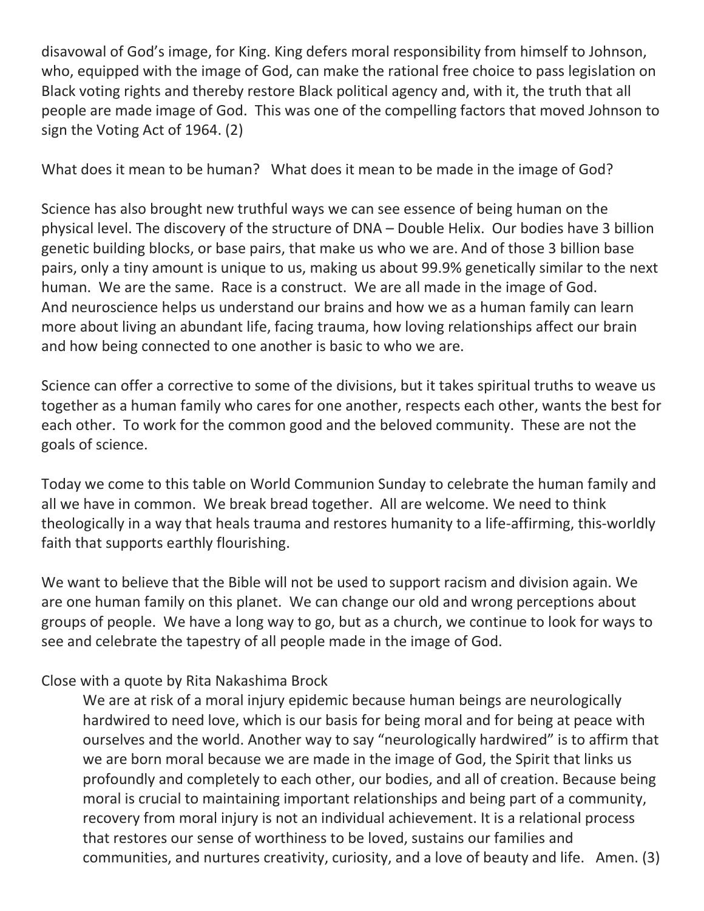disavowal of God's image, for King. King defers moral responsibility from himself to Johnson, who, equipped with the image of God, can make the rational free choice to pass legislation on Black voting rights and thereby restore Black political agency and, with it, the truth that all people are made image of God. This was one of the compelling factors that moved Johnson to sign the Voting Act of 1964. (2)

What does it mean to be human? What does it mean to be made in the image of God?

Science has also brought new truthful ways we can see essence of being human on the physical level. The discovery of the structure of DNA – Double Helix. Our bodies have 3 billion genetic building blocks, or base pairs, that make us who we are. And of those 3 billion base pairs, only a tiny amount is unique to us, making us about 99.9% genetically similar to the next human. We are the same. Race is a construct. We are all made in the image of God.
And neuroscience helps us understand our brains and how we as a human family can learn more about living an abundant life, facing trauma, how loving relationships affect our brain and how being connected to one another is basic to who we are.

Science can offer a corrective to some of the divisions, but it takes spiritual truths to weave us together as a human family who cares for one another, respects each other, wants the best for each other. To work for the common good and the beloved community. These are not the goals of science.

Today we come to this table on World Communion Sunday to celebrate the human family and all we have in common. We break bread together. All are welcome. We need to think theologically in a way that heals trauma and restores humanity to a life-affirming, this-worldly faith that supports earthly flourishing.

We want to believe that the Bible will not be used to support racism and division again. We are one human family on this planet. We can change our old and wrong perceptions about groups of people. We have a long way to go, but as a church, we continue to look for ways to see and celebrate the tapestry of all people made in the image of God.

Close with a quote by Rita Nakashima Brock

> We are at risk of a moral injury epidemic because human beings are neurologically hardwired to need love, which is our basis for being moral and for being at peace with ourselves and the world. Another way to say "neurologically hardwired" is to affirm that we are born moral because we are made in the image of God, the Spirit that links us profoundly and completely to each other, our bodies, and all of creation. Because being moral is crucial to maintaining important relationships and being part of a community, recovery from moral injury is not an individual achievement. It is a relational process that restores our sense of worthiness to be loved, sustains our families and communities, and nurtures creativity, curiosity, and a love of beauty and life. Amen. (3)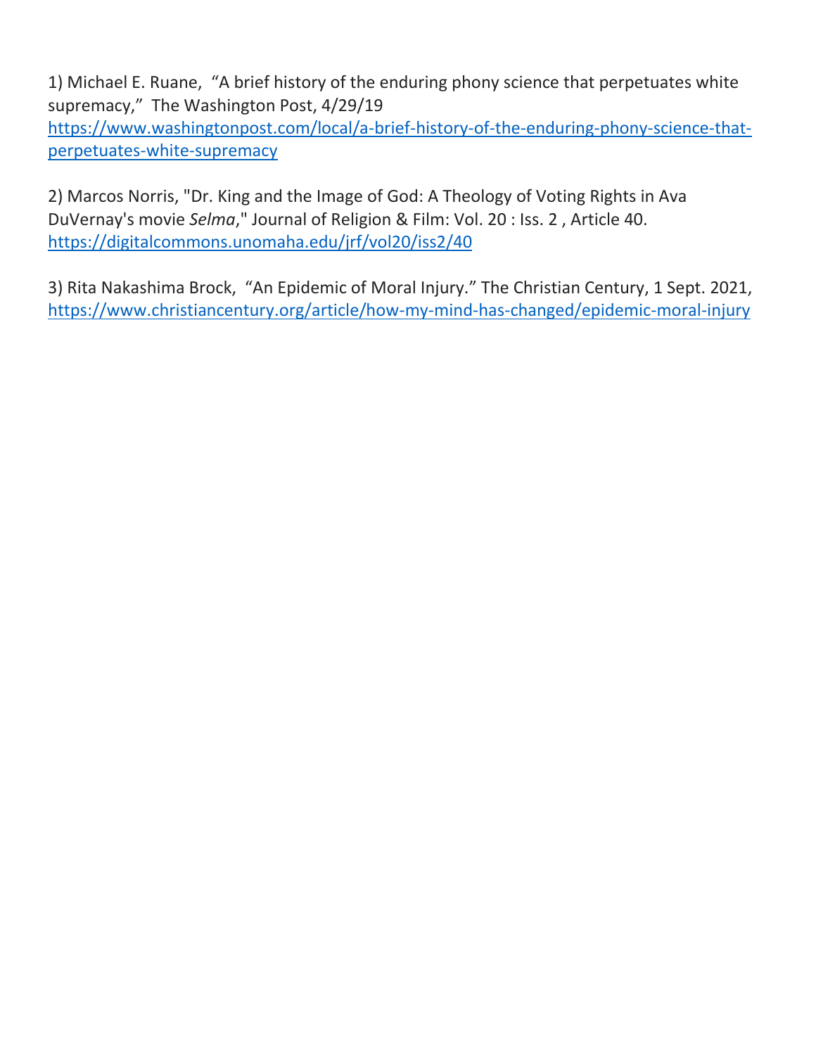1) Michael E. Ruane, "A brief history of the enduring phony science that perpetuates white supremacy," The Washington Post, 4/29/19 https://www.washingtonpost.com/local/a-brief-history-of-the-enduring-phony-science-that-perpetuates-white-supremacy

2) Marcos Norris, "Dr. King and the Image of God: A Theology of Voting Rights in Ava DuVernay's movie *Selma*," Journal of Religion & Film: Vol. 20 : Iss. 2 , Article 40. https://digitalcommons.unomaha.edu/jrf/vol20/iss2/40

3) Rita Nakashima Brock, "An Epidemic of Moral Injury." The Christian Century, 1 Sept. 2021, https://www.christiancentury.org/article/how-my-mind-has-changed/epidemic-moral-injury